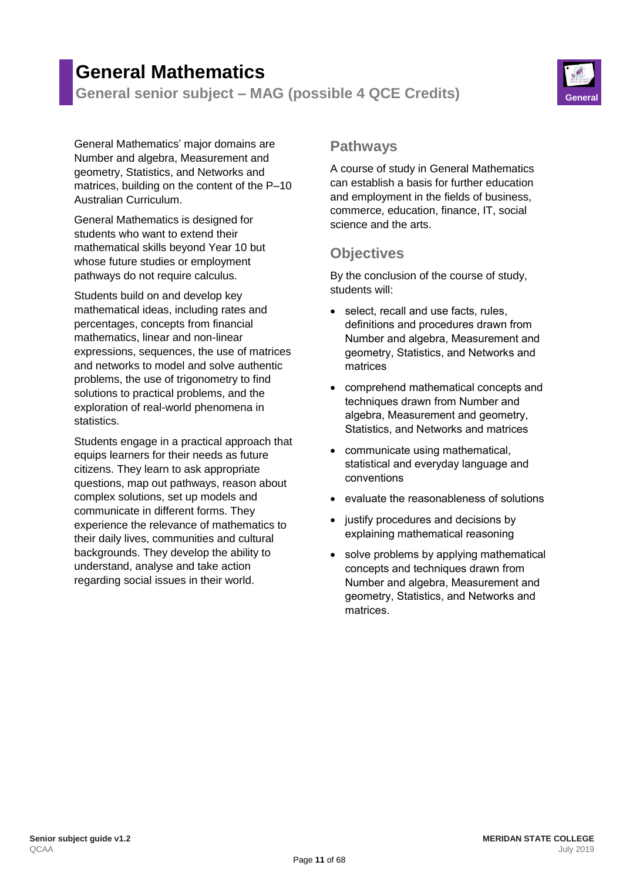# General Mathematics

**General senior subject – MAG (possible 4 QCE Credits)**

General Mathematics' major domains are Number and algebra, Measurement and geometry, Statistics, and Networks and matrices, building on the content of the P–10 Australian Curriculum.

General Mathematics is designed for students who want to extend their mathematical skills beyond Year 10 but whose future studies or employment pathways do not require calculus.

Students build on and develop key mathematical ideas, including rates and percentages, concepts from financial mathematics, linear and non-linear expressions, sequences, the use of matrices and networks to model and solve authentic problems, the use of trigonometry to find solutions to practical problems, and the exploration of real-world phenomena in statistics.

Students engage in a practical approach that equips learners for their needs as future citizens. They learn to ask appropriate questions, map out pathways, reason about complex solutions, set up models and communicate in different forms. They experience the relevance of mathematics to their daily lives, communities and cultural backgrounds. They develop the ability to understand, analyse and take action regarding social issues in their world.

## Pathways

A course of study in General Mathematics can establish a basis for further education and employment in the fields of business, commerce, education, finance, IT, social science and the arts.

## Objectives

By the conclusion of the course of study, students will:

- select, recall and use facts, rules, definitions and procedures drawn from Number and algebra, Measurement and geometry, Statistics, and Networks and matrices
- comprehend mathematical concepts and techniques drawn from Number and algebra, Measurement and geometry, Statistics, and Networks and matrices
- communicate using mathematical, statistical and everyday language and conventions
- evaluate the reasonableness of solutions
- justify procedures and decisions by explaining mathematical reasoning
- solve problems by applying mathematical concepts and techniques drawn from Number and algebra, Measurement and geometry, Statistics, and Networks and matrices.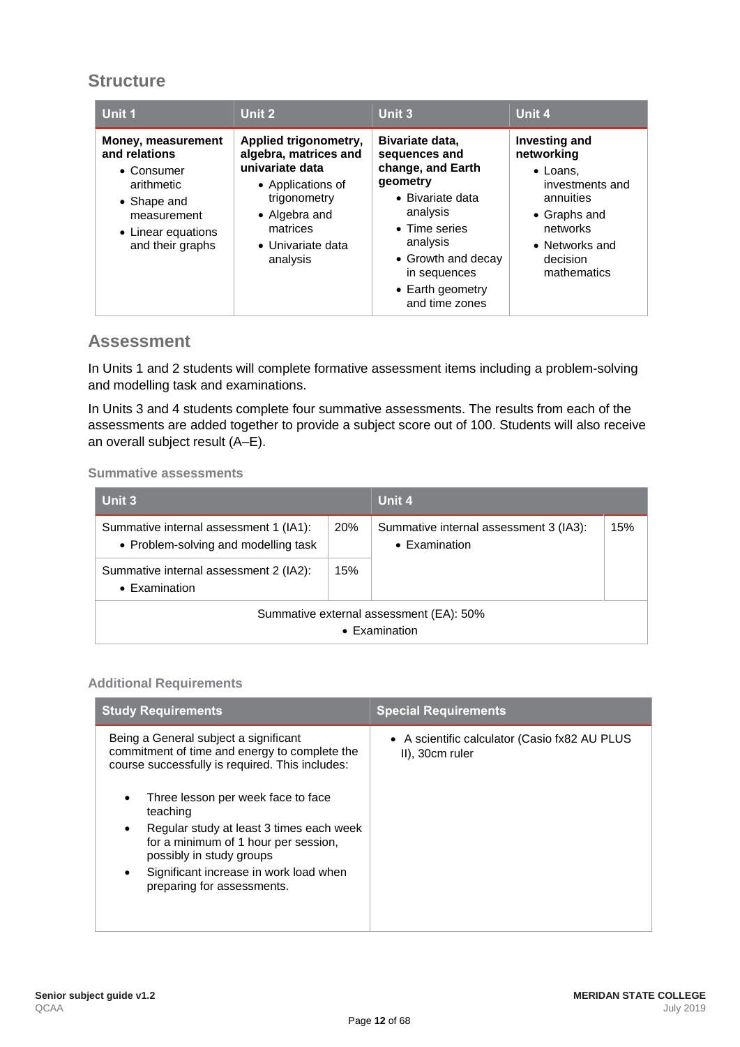## Structure

| Unit 1 | Unit 2 | Unit 3 | Unit 4 |
|---|---|---|---|
| **Money, measurement and relations**<br>• Consumer arithmetic<br>• Shape and measurement<br>• Linear equations and their graphs | **Applied trigonometry, algebra, matrices and univariate data**<br>• Applications of trigonometry<br>• Algebra and matrices<br>• Univariate data analysis | **Bivariate data, sequences and change, and Earth geometry**<br>• Bivariate data analysis<br>• Time series analysis<br>• Growth and decay in sequences<br>• Earth geometry and time zones | **Investing and networking**<br>• Loans, investments and annuities<br>• Graphs and networks<br>• Networks and decision mathematics |

## Assessment

In Units 1 and 2 students will complete formative assessment items including a problem-solving and modelling task and examinations.

In Units 3 and 4 students complete four summative assessments. The results from each of the assessments are added together to provide a subject score out of 100. Students will also receive an overall subject result (A–E).

### Summative assessments

| Unit 3 | | Unit 4 | |
|---|---|---|---|
| Summative internal assessment 1 (IA1):<br>• Problem-solving and modelling task | 20% | Summative internal assessment 3 (IA3):<br>• Examination | 15% |
| Summative internal assessment 2 (IA2):<br>• Examination | 15% | | |
| Summative external assessment (EA): 50%<br>• Examination | | | |

### Additional Requirements

| Study Requirements | Special Requirements |
|---|---|
| Being a General subject a significant commitment of time and energy to complete the course successfully is required. This includes:<br>• Three lesson per week face to face teaching<br>• Regular study at least 3 times each week for a minimum of 1 hour per session, possibly in study groups<br>• Significant increase in work load when preparing for assessments. | • A scientific calculator (Casio fx82 AU PLUS II), 30cm ruler |